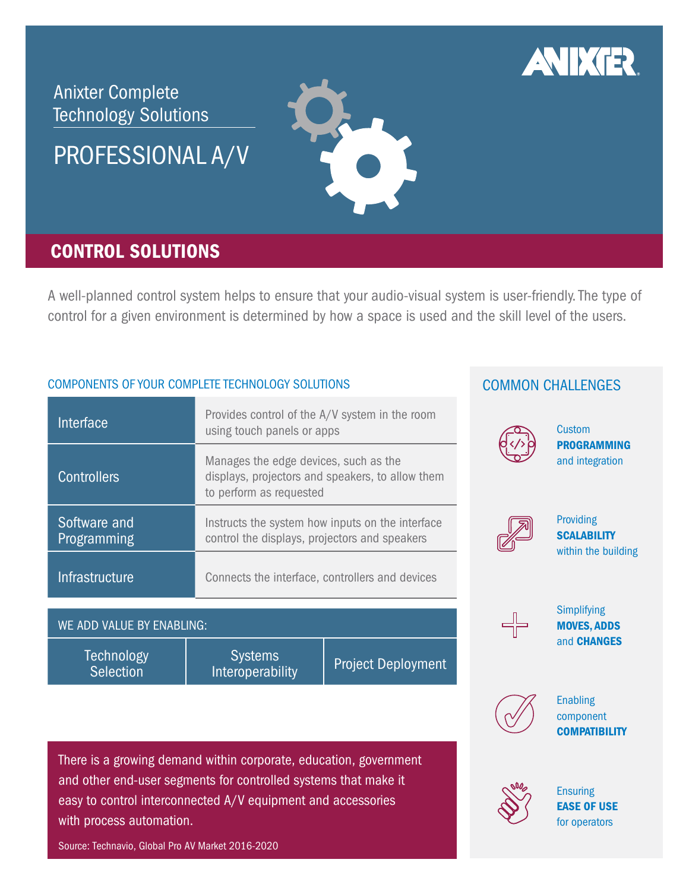Anixter Complete Technology Solutions

# PROFESSIONAL A/V

## CONTROL SOLUTIONS

A well-planned control system helps to ensure that your audio-visual system is user-friendly. The type of control for a given environment is determined by how a space is used and the skill level of the users.

### COMPONENTS OF YOUR COMPLETE TECHNOLOGY SOLUTIONS

| Component | Description |
|---|---|
| Interface | Provides control of the A/V system in the room using touch panels or apps |
| Controllers | Manages the edge devices, such as the displays, projectors and speakers, to allow them to perform as requested |
| Software and Programming | Instructs the system how inputs on the interface control the displays, projectors and speakers |
| Infrastructure | Connects the interface, controllers and devices |

| WE ADD VALUE BY ENABLING: | | |
|---|---|---|
| Technology Selection | Systems Interoperability | Project Deployment |

There is a growing demand within corporate, education, government and other end-user segments for controlled systems that make it easy to control interconnected A/V equipment and accessories with process automation.

Source: Technavio, Global Pro AV Market 2016-2020

### COMMON CHALLENGES

- Custom **PROGRAMMING** and integration
- Providing **SCALABILITY** within the building
- Simplifying **MOVES, ADDS** and **CHANGES**
- Enabling component **COMPATIBILITY**
- Ensuring **EASE OF USE** for operators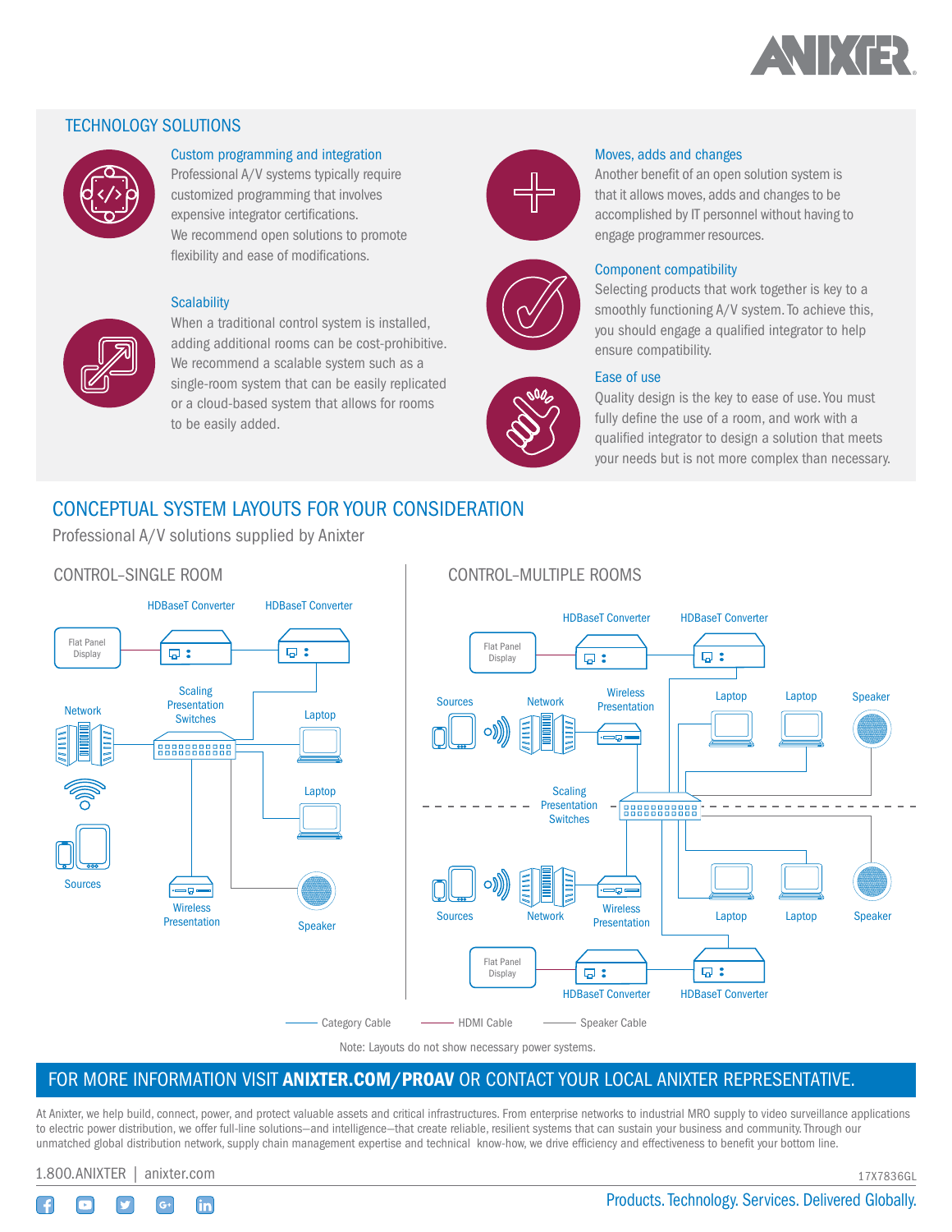## TECHNOLOGY SOLUTIONS

### Custom programming and integration

Professional A/V systems typically require customized programming that involves expensive integrator certifications. We recommend open solutions to promote flexibility and ease of modifications.

### Scalability

When a traditional control system is installed, adding additional rooms can be cost-prohibitive. We recommend a scalable system such as a single-room system that can be easily replicated or a cloud-based system that allows for rooms to be easily added.

### Moves, adds and changes

Another benefit of an open solution system is that it allows moves, adds and changes to be accomplished by IT personnel without having to engage programmer resources.

### Component compatibility

Selecting products that work together is key to a smoothly functioning A/V system. To achieve this, you should engage a qualified integrator to help ensure compatibility.

### Ease of use

Quality design is the key to ease of use. You must fully define the use of a room, and work with a qualified integrator to design a solution that meets your needs but is not more complex than necessary.

## CONCEPTUAL SYSTEM LAYOUTS FOR YOUR CONSIDERATION

Professional A/V solutions supplied by Anixter

### CONTROL–SINGLE ROOM

HDBaseT Converter
HDBaseT Converter
Flat Panel Display
Scaling Presentation Switches
Network
Laptop
Laptop
Sources
Wireless Presentation
Speaker

### CONTROL–MULTIPLE ROOMS

HDBaseT Converter
HDBaseT Converter
Flat Panel Display
Sources
Network
Wireless Presentation
Laptop
Laptop
Speaker
Scaling Presentation Switches
Sources
Network
Wireless Presentation
Laptop
Laptop
Speaker
Flat Panel Display
HDBaseT Converter
HDBaseT Converter

Category Cable
HDMI Cable
Speaker Cable

Note: Layouts do not show necessary power systems.

## FOR MORE INFORMATION VISIT **ANIXTER.COM/PROAV** OR CONTACT YOUR LOCAL ANIXTER REPRESENTATIVE.

At Anixter, we help build, connect, power, and protect valuable assets and critical infrastructures. From enterprise networks to industrial MRO supply to video surveillance applications to electric power distribution, we offer full-line solutions—and intelligence—that create reliable, resilient systems that can sustain your business and community. Through our unmatched global distribution network, supply chain management expertise and technical know-how, we drive efficiency and effectiveness to benefit your bottom line.

1.800.ANIXTER | anixter.com

17X7836GL

Products. Technology. Services. Delivered Globally.